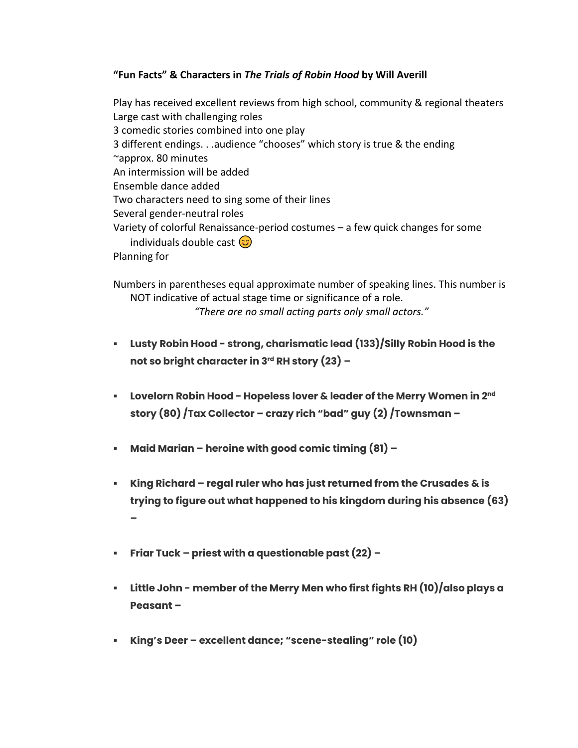**"Fun Facts" & Characters in *The Trials of Robin Hood* by Will Averill**

Play has received excellent reviews from high school, community & regional theaters
Large cast with challenging roles
3 comedic stories combined into one play
3 different endings. . .audience "chooses" which story is true & the ending
~approx. 80 minutes
An intermission will be added
Ensemble dance added
Two characters need to sing some of their lines
Several gender-neutral roles
Variety of colorful Renaissance-period costumes – a few quick changes for some individuals double cast 😊
Planning for

Numbers in parentheses equal approximate number of speaking lines. This number is NOT indicative of actual stage time or significance of a role.

*"There are no small acting parts only small actors."*

- **Lusty Robin Hood - strong, charismatic lead (133)/Silly Robin Hood is the not so bright character in 3rd RH story (23) –**
- **Lovelorn Robin Hood - Hopeless lover & leader of the Merry Women in 2nd story (80) /Tax Collector – crazy rich "bad" guy (2) /Townsman –**
- **Maid Marian – heroine with good comic timing (81) –**
- **King Richard – regal ruler who has just returned from the Crusades & is trying to figure out what happened to his kingdom during his absence (63) –**
- **Friar Tuck – priest with a questionable past (22) –**
- **Little John - member of the Merry Men who first fights RH (10)/also plays a Peasant –**
- **King's Deer – excellent dance; "scene-stealing" role (10)**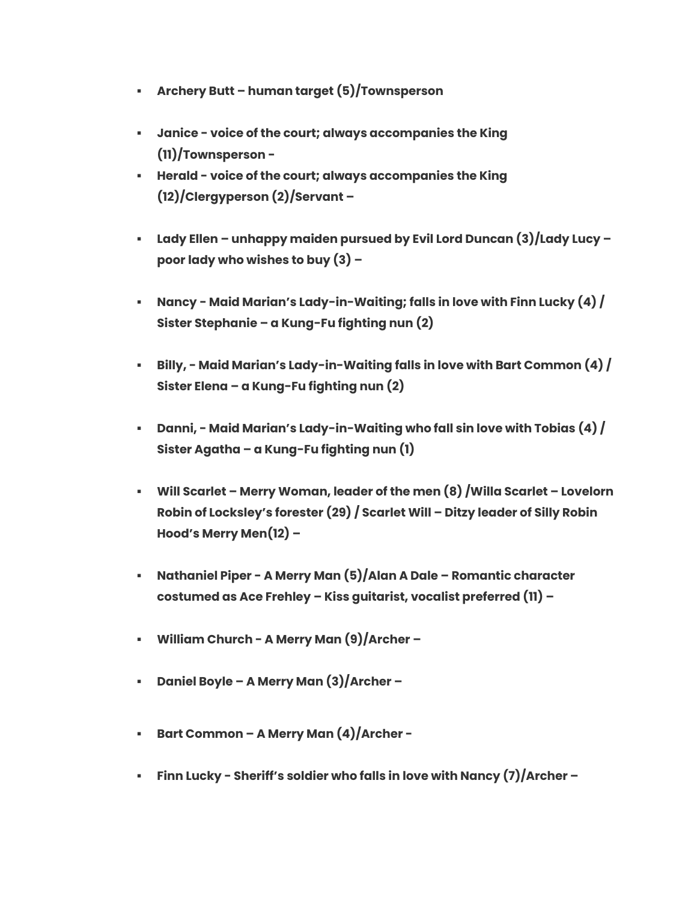- **Archery Butt – human target (5)/Townsperson**
- **Janice - voice of the court; always accompanies the King (11)/Townsperson -**
- **Herald - voice of the court; always accompanies the King (12)/Clergyperson (2)/Servant –**
- **Lady Ellen – unhappy maiden pursued by Evil Lord Duncan (3)/Lady Lucy – poor lady who wishes to buy (3) –**
- **Nancy - Maid Marian's Lady-in-Waiting; falls in love with Finn Lucky (4) / Sister Stephanie – a Kung-Fu fighting nun (2)**
- **Billy, - Maid Marian's Lady-in-Waiting falls in love with Bart Common (4) / Sister Elena – a Kung-Fu fighting nun (2)**
- **Danni, - Maid Marian's Lady-in-Waiting who fall sin love with Tobias (4) / Sister Agatha – a Kung-Fu fighting nun (1)**
- **Will Scarlet – Merry Woman, leader of the men (8) /Willa Scarlet – Lovelorn Robin of Locksley's forester (29) / Scarlet Will – Ditzy leader of Silly Robin Hood's Merry Men(12) –**
- **Nathaniel Piper - A Merry Man (5)/Alan A Dale – Romantic character costumed as Ace Frehley – Kiss guitarist, vocalist preferred (11) –**
- **William Church - A Merry Man (9)/Archer –**
- **Daniel Boyle – A Merry Man (3)/Archer –**
- **Bart Common – A Merry Man (4)/Archer -**
- **Finn Lucky - Sheriff's soldier who falls in love with Nancy (7)/Archer –**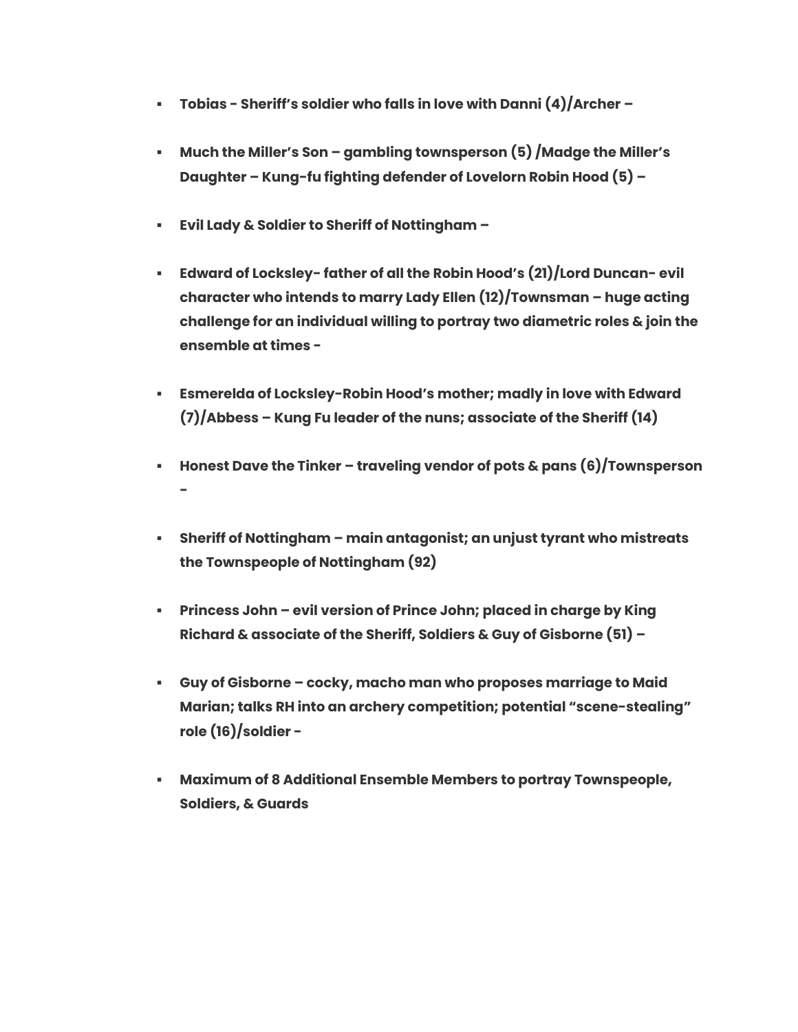- **Tobias - Sheriff's soldier who falls in love with Danni (4)/Archer –**
- **Much the Miller's Son – gambling townsperson (5) /Madge the Miller's Daughter – Kung-fu fighting defender of Lovelorn Robin Hood (5) –**
- **Evil Lady & Soldier to Sheriff of Nottingham –**
- **Edward of Locksley- father of all the Robin Hood's (21)/Lord Duncan- evil character who intends to marry Lady Ellen (12)/Townsman – huge acting challenge for an individual willing to portray two diametric roles & join the ensemble at times -**
- **Esmerelda of Locksley-Robin Hood's mother; madly in love with Edward (7)/Abbess – Kung Fu leader of the nuns; associate of the Sheriff (14)**
- **Honest Dave the Tinker – traveling vendor of pots & pans (6)/Townsperson -**
- **Sheriff of Nottingham – main antagonist; an unjust tyrant who mistreats the Townspeople of Nottingham (92)**
- **Princess John – evil version of Prince John; placed in charge by King Richard & associate of the Sheriff, Soldiers & Guy of Gisborne (51) –**
- **Guy of Gisborne – cocky, macho man who proposes marriage to Maid Marian; talks RH into an archery competition; potential "scene-stealing" role (16)/soldier -**
- **Maximum of 8 Additional Ensemble Members to portray Townspeople, Soldiers, & Guards**